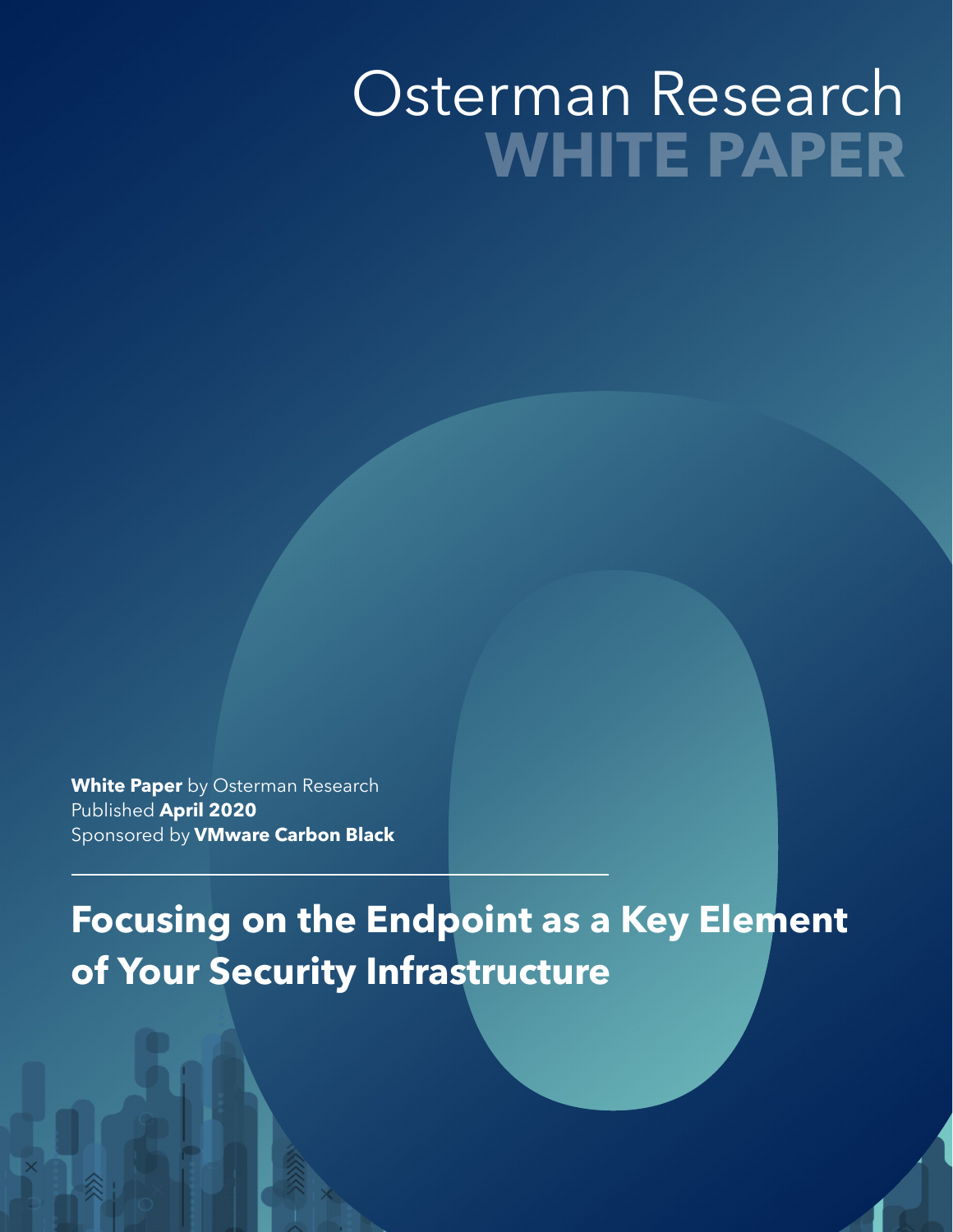# Osterman Research
# WHITE PAPER

**White Paper** by Osterman Research
Published **April 2020**
Sponsored by **VMware Carbon Black**

---

## Focusing on the Endpoint as a Key Element of Your Security Infrastructure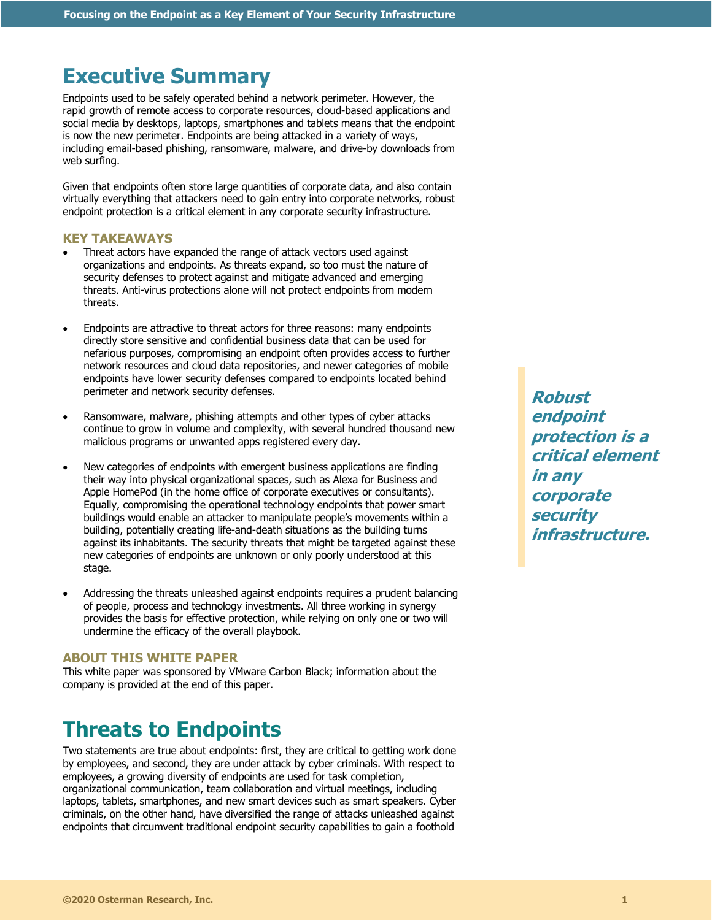# Executive Summary

Endpoints used to be safely operated behind a network perimeter. However, the rapid growth of remote access to corporate resources, cloud-based applications and social media by desktops, laptops, smartphones and tablets means that the endpoint is now the new perimeter. Endpoints are being attacked in a variety of ways, including email-based phishing, ransomware, malware, and drive-by downloads from web surfing.

Given that endpoints often store large quantities of corporate data, and also contain virtually everything that attackers need to gain entry into corporate networks, robust endpoint protection is a critical element in any corporate security infrastructure.

### KEY TAKEAWAYS

- Threat actors have expanded the range of attack vectors used against organizations and endpoints. As threats expand, so too must the nature of security defenses to protect against and mitigate advanced and emerging threats. Anti-virus protections alone will not protect endpoints from modern threats.

- Endpoints are attractive to threat actors for three reasons: many endpoints directly store sensitive and confidential business data that can be used for nefarious purposes, compromising an endpoint often provides access to further network resources and cloud data repositories, and newer categories of mobile endpoints have lower security defenses compared to endpoints located behind perimeter and network security defenses.

- Ransomware, malware, phishing attempts and other types of cyber attacks continue to grow in volume and complexity, with several hundred thousand new malicious programs or unwanted apps registered every day.

- New categories of endpoints with emergent business applications are finding their way into physical organizational spaces, such as Alexa for Business and Apple HomePod (in the home office of corporate executives or consultants). Equally, compromising the operational technology endpoints that power smart buildings would enable an attacker to manipulate people's movements within a building, potentially creating life-and-death situations as the building turns against its inhabitants. The security threats that might be targeted against these new categories of endpoints are unknown or only poorly understood at this stage.

- Addressing the threats unleashed against endpoints requires a prudent balancing of people, process and technology investments. All three working in synergy provides the basis for effective protection, while relying on only one or two will undermine the efficacy of the overall playbook.

*Robust endpoint protection is a critical element in any corporate security infrastructure.*

### ABOUT THIS WHITE PAPER

This white paper was sponsored by VMware Carbon Black; information about the company is provided at the end of this paper.

# Threats to Endpoints

Two statements are true about endpoints: first, they are critical to getting work done by employees, and second, they are under attack by cyber criminals. With respect to employees, a growing diversity of endpoints are used for task completion, organizational communication, team collaboration and virtual meetings, including laptops, tablets, smartphones, and new smart devices such as smart speakers. Cyber criminals, on the other hand, have diversified the range of attacks unleashed against endpoints that circumvent traditional endpoint security capabilities to gain a foothold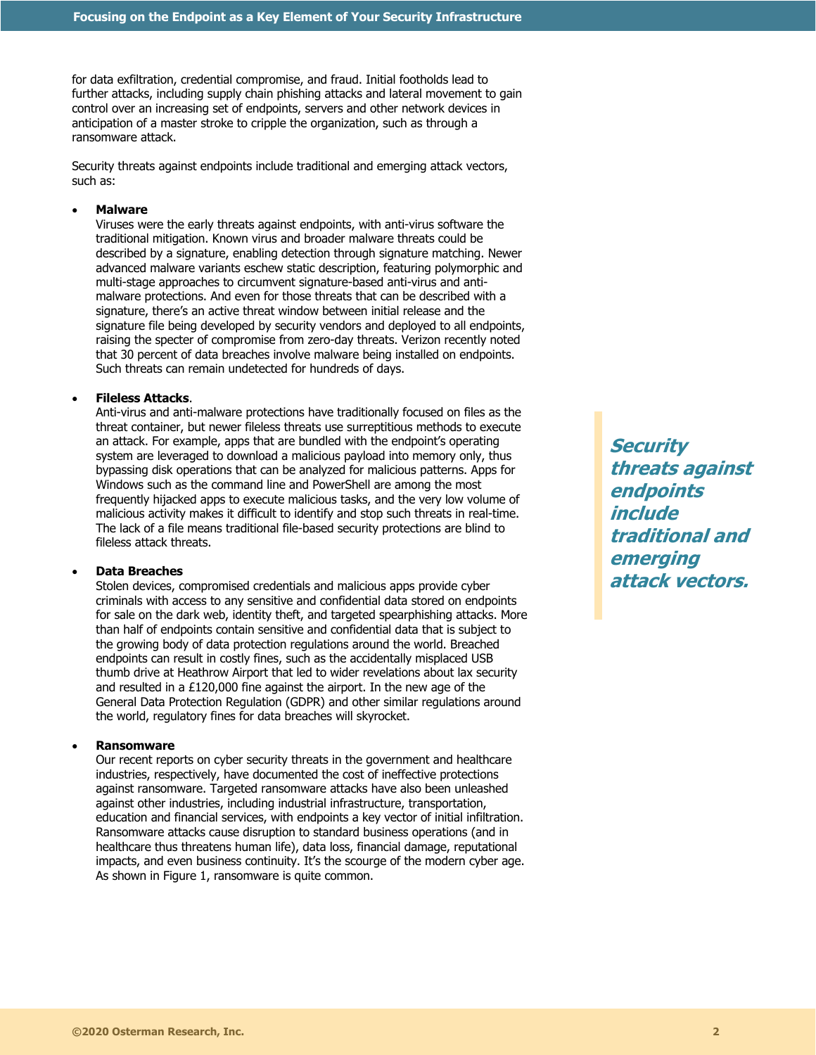for data exfiltration, credential compromise, and fraud. Initial footholds lead to further attacks, including supply chain phishing attacks and lateral movement to gain control over an increasing set of endpoints, servers and other network devices in anticipation of a master stroke to cripple the organization, such as through a ransomware attack.

Security threats against endpoints include traditional and emerging attack vectors, such as:

- **Malware**
  Viruses were the early threats against endpoints, with anti-virus software the traditional mitigation. Known virus and broader malware threats could be described by a signature, enabling detection through signature matching. Newer advanced malware variants eschew static description, featuring polymorphic and multi-stage approaches to circumvent signature-based anti-virus and anti-malware protections. And even for those threats that can be described with a signature, there's an active threat window between initial release and the signature file being developed by security vendors and deployed to all endpoints, raising the specter of compromise from zero-day threats. Verizon recently noted that 30 percent of data breaches involve malware being installed on endpoints. Such threats can remain undetected for hundreds of days.

- **Fileless Attacks**.
  Anti-virus and anti-malware protections have traditionally focused on files as the threat container, but newer fileless threats use surreptitious methods to execute an attack. For example, apps that are bundled with the endpoint's operating system are leveraged to download a malicious payload into memory only, thus bypassing disk operations that can be analyzed for malicious patterns. Apps for Windows such as the command line and PowerShell are among the most frequently hijacked apps to execute malicious tasks, and the very low volume of malicious activity makes it difficult to identify and stop such threats in real-time. The lack of a file means traditional file-based security protections are blind to fileless attack threats.

- **Data Breaches**
  Stolen devices, compromised credentials and malicious apps provide cyber criminals with access to any sensitive and confidential data stored on endpoints for sale on the dark web, identity theft, and targeted spearphishing attacks. More than half of endpoints contain sensitive and confidential data that is subject to the growing body of data protection regulations around the world. Breached endpoints can result in costly fines, such as the accidentally misplaced USB thumb drive at Heathrow Airport that led to wider revelations about lax security and resulted in a £120,000 fine against the airport. In the new age of the General Data Protection Regulation (GDPR) and other similar regulations around the world, regulatory fines for data breaches will skyrocket.

- **Ransomware**
  Our recent reports on cyber security threats in the government and healthcare industries, respectively, have documented the cost of ineffective protections against ransomware. Targeted ransomware attacks have also been unleashed against other industries, including industrial infrastructure, transportation, education and financial services, with endpoints a key vector of initial infiltration. Ransomware attacks cause disruption to standard business operations (and in healthcare thus threatens human life), data loss, financial damage, reputational impacts, and even business continuity. It's the scourge of the modern cyber age. As shown in Figure 1, ransomware is quite common.

***Security threats against endpoints include traditional and emerging attack vectors.***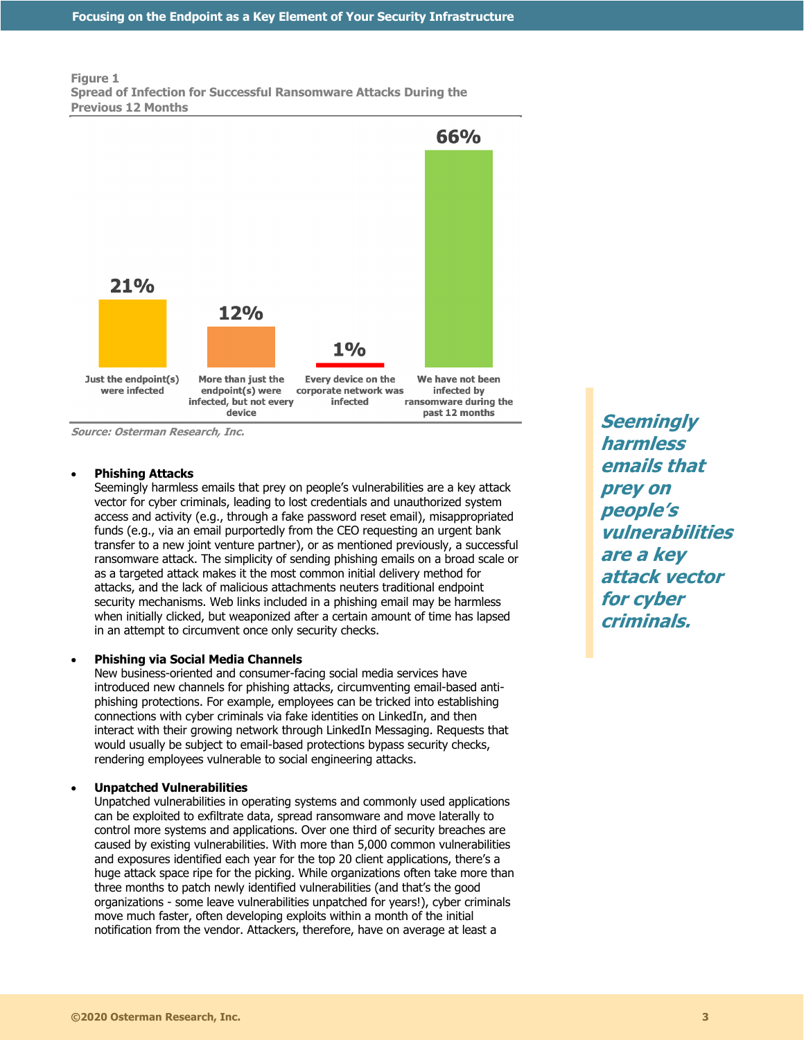**Figure 1**
**Spread of Infection for Successful Ransomware Attacks During the Previous 12 Months**

| Category | Percentage |
|---|---|
| Just the endpoint(s) were infected | 21% |
| More than just the endpoint(s) were infected, but not every device | 12% |
| Every device on the corporate network was infected | 1% |
| We have not been infected by ransomware during the past 12 months | 66% |

*Source: Osterman Research, Inc.*

- **Phishing Attacks**
  Seemingly harmless emails that prey on people's vulnerabilities are a key attack vector for cyber criminals, leading to lost credentials and unauthorized system access and activity (e.g., through a fake password reset email), misappropriated funds (e.g., via an email purportedly from the CEO requesting an urgent bank transfer to a new joint venture partner), or as mentioned previously, a successful ransomware attack. The simplicity of sending phishing emails on a broad scale or as a targeted attack makes it the most common initial delivery method for attacks, and the lack of malicious attachments neuters traditional endpoint security mechanisms. Web links included in a phishing email may be harmless when initially clicked, but weaponized after a certain amount of time has lapsed in an attempt to circumvent once only security checks.

- **Phishing via Social Media Channels**
  New business-oriented and consumer-facing social media services have introduced new channels for phishing attacks, circumventing email-based anti-phishing protections. For example, employees can be tricked into establishing connections with cyber criminals via fake identities on LinkedIn, and then interact with their growing network through LinkedIn Messaging. Requests that would usually be subject to email-based protections bypass security checks, rendering employees vulnerable to social engineering attacks.

- **Unpatched Vulnerabilities**
  Unpatched vulnerabilities in operating systems and commonly used applications can be exploited to exfiltrate data, spread ransomware and move laterally to control more systems and applications. Over one third of security breaches are caused by existing vulnerabilities. With more than 5,000 common vulnerabilities and exposures identified each year for the top 20 client applications, there's a huge attack space ripe for the picking. While organizations often take more than three months to patch newly identified vulnerabilities (and that's the good organizations - some leave vulnerabilities unpatched for years!), cyber criminals move much faster, often developing exploits within a month of the initial notification from the vendor. Attackers, therefore, have on average at least a

***Seemingly harmless emails that prey on people's vulnerabilities are a key attack vector for cyber criminals.***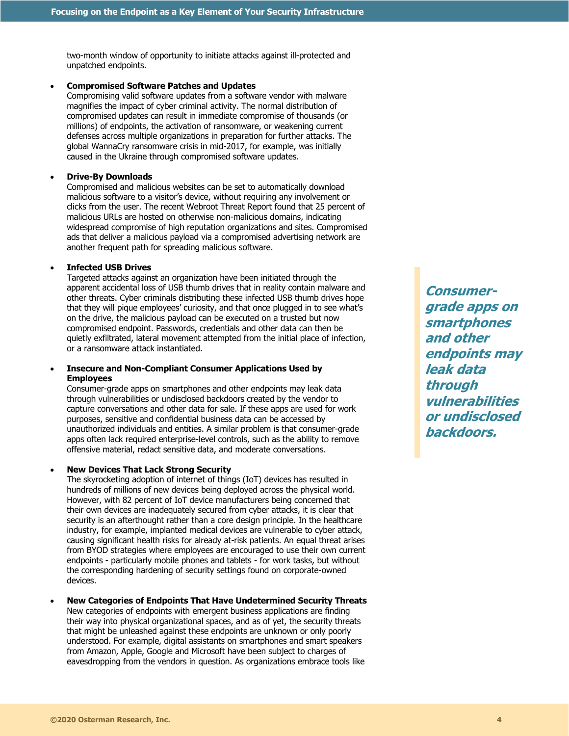two-month window of opportunity to initiate attacks against ill-protected and unpatched endpoints.

- **Compromised Software Patches and Updates**
  Compromising valid software updates from a software vendor with malware magnifies the impact of cyber criminal activity. The normal distribution of compromised updates can result in immediate compromise of thousands (or millions) of endpoints, the activation of ransomware, or weakening current defenses across multiple organizations in preparation for further attacks. The global WannaCry ransomware crisis in mid-2017, for example, was initially caused in the Ukraine through compromised software updates.

- **Drive-By Downloads**
  Compromised and malicious websites can be set to automatically download malicious software to a visitor's device, without requiring any involvement or clicks from the user. The recent Webroot Threat Report found that 25 percent of malicious URLs are hosted on otherwise non-malicious domains, indicating widespread compromise of high reputation organizations and sites. Compromised ads that deliver a malicious payload via a compromised advertising network are another frequent path for spreading malicious software.

- **Infected USB Drives**
  Targeted attacks against an organization have been initiated through the apparent accidental loss of USB thumb drives that in reality contain malware and other threats. Cyber criminals distributing these infected USB thumb drives hope that they will pique employees' curiosity, and that once plugged in to see what's on the drive, the malicious payload can be executed on a trusted but now compromised endpoint. Passwords, credentials and other data can then be quietly exfiltrated, lateral movement attempted from the initial place of infection, or a ransomware attack instantiated.

- **Insecure and Non-Compliant Consumer Applications Used by Employees**
  Consumer-grade apps on smartphones and other endpoints may leak data through vulnerabilities or undisclosed backdoors created by the vendor to capture conversations and other data for sale. If these apps are used for work purposes, sensitive and confidential business data can be accessed by unauthorized individuals and entities. A similar problem is that consumer-grade apps often lack required enterprise-level controls, such as the ability to remove offensive material, redact sensitive data, and moderate conversations.

- **New Devices That Lack Strong Security**
  The skyrocketing adoption of internet of things (IoT) devices has resulted in hundreds of millions of new devices being deployed across the physical world. However, with 82 percent of IoT device manufacturers being concerned that their own devices are inadequately secured from cyber attacks, it is clear that security is an afterthought rather than a core design principle. In the healthcare industry, for example, implanted medical devices are vulnerable to cyber attack, causing significant health risks for already at-risk patients. An equal threat arises from BYOD strategies where employees are encouraged to use their own current endpoints - particularly mobile phones and tablets - for work tasks, but without the corresponding hardening of security settings found on corporate-owned devices.

- **New Categories of Endpoints That Have Undetermined Security Threats**
  New categories of endpoints with emergent business applications are finding their way into physical organizational spaces, and as of yet, the security threats that might be unleashed against these endpoints are unknown or only poorly understood. For example, digital assistants on smartphones and smart speakers from Amazon, Apple, Google and Microsoft have been subject to charges of eavesdropping from the vendors in question. As organizations embrace tools like

*Consumer-grade apps on smartphones and other endpoints may leak data through vulnerabilities or undisclosed backdoors.*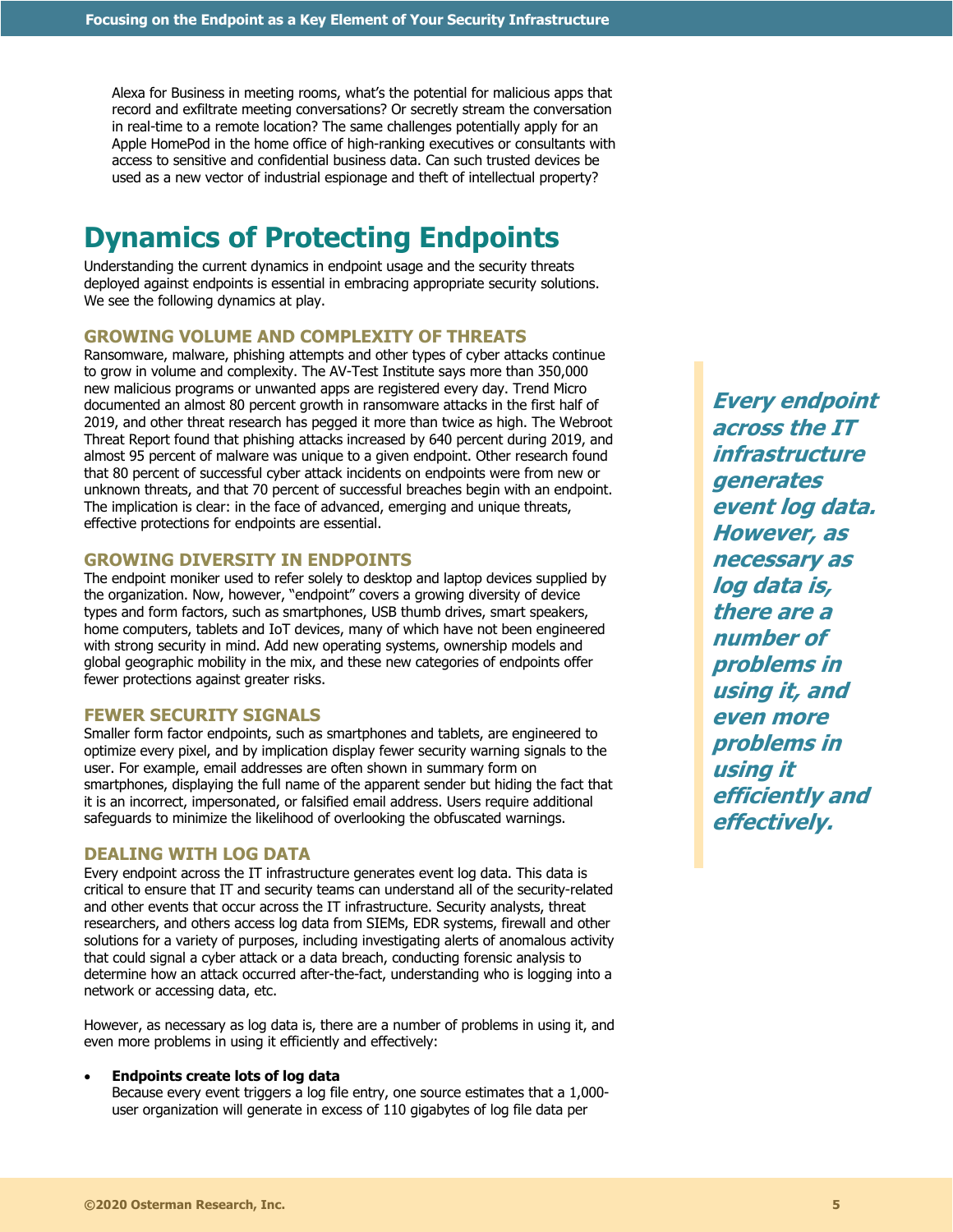Alexa for Business in meeting rooms, what's the potential for malicious apps that record and exfiltrate meeting conversations? Or secretly stream the conversation in real-time to a remote location? The same challenges potentially apply for an Apple HomePod in the home office of high-ranking executives or consultants with access to sensitive and confidential business data. Can such trusted devices be used as a new vector of industrial espionage and theft of intellectual property?

# Dynamics of Protecting Endpoints

Understanding the current dynamics in endpoint usage and the security threats deployed against endpoints is essential in embracing appropriate security solutions. We see the following dynamics at play.

## GROWING VOLUME AND COMPLEXITY OF THREATS

Ransomware, malware, phishing attempts and other types of cyber attacks continue to grow in volume and complexity. The AV-Test Institute says more than 350,000 new malicious programs or unwanted apps are registered every day. Trend Micro documented an almost 80 percent growth in ransomware attacks in the first half of 2019, and other threat research has pegged it more than twice as high. The Webroot Threat Report found that phishing attacks increased by 640 percent during 2019, and almost 95 percent of malware was unique to a given endpoint. Other research found that 80 percent of successful cyber attack incidents on endpoints were from new or unknown threats, and that 70 percent of successful breaches begin with an endpoint. The implication is clear: in the face of advanced, emerging and unique threats, effective protections for endpoints are essential.

## GROWING DIVERSITY IN ENDPOINTS

The endpoint moniker used to refer solely to desktop and laptop devices supplied by the organization. Now, however, "endpoint" covers a growing diversity of device types and form factors, such as smartphones, USB thumb drives, smart speakers, home computers, tablets and IoT devices, many of which have not been engineered with strong security in mind. Add new operating systems, ownership models and global geographic mobility in the mix, and these new categories of endpoints offer fewer protections against greater risks.

## FEWER SECURITY SIGNALS

Smaller form factor endpoints, such as smartphones and tablets, are engineered to optimize every pixel, and by implication display fewer security warning signals to the user. For example, email addresses are often shown in summary form on smartphones, displaying the full name of the apparent sender but hiding the fact that it is an incorrect, impersonated, or falsified email address. Users require additional safeguards to minimize the likelihood of overlooking the obfuscated warnings.

## DEALING WITH LOG DATA

Every endpoint across the IT infrastructure generates event log data. This data is critical to ensure that IT and security teams can understand all of the security-related and other events that occur across the IT infrastructure. Security analysts, threat researchers, and others access log data from SIEMs, EDR systems, firewall and other solutions for a variety of purposes, including investigating alerts of anomalous activity that could signal a cyber attack or a data breach, conducting forensic analysis to determine how an attack occurred after-the-fact, understanding who is logging into a network or accessing data, etc.

However, as necessary as log data is, there are a number of problems in using it, and even more problems in using it efficiently and effectively:

- **Endpoints create lots of log data**
  Because every event triggers a log file entry, one source estimates that a 1,000-user organization will generate in excess of 110 gigabytes of log file data per

***Every endpoint across the IT infrastructure generates event log data. However, as necessary as log data is, there are a number of problems in using it, and even more problems in using it efficiently and effectively.***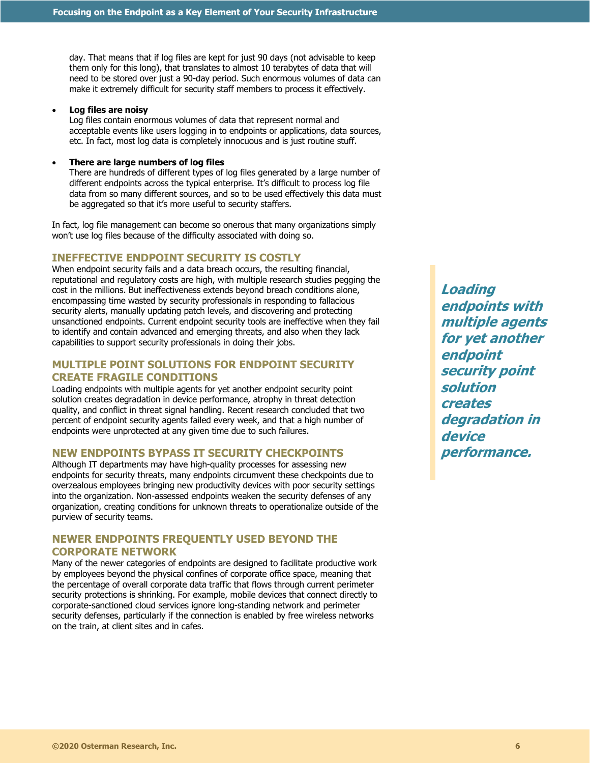day. That means that if log files are kept for just 90 days (not advisable to keep them only for this long), that translates to almost 10 terabytes of data that will need to be stored over just a 90-day period. Such enormous volumes of data can make it extremely difficult for security staff members to process it effectively.

- **Log files are noisy**
  Log files contain enormous volumes of data that represent normal and acceptable events like users logging in to endpoints or applications, data sources, etc. In fact, most log data is completely innocuous and is just routine stuff.

- **There are large numbers of log files**
  There are hundreds of different types of log files generated by a large number of different endpoints across the typical enterprise. It's difficult to process log file data from so many different sources, and so to be used effectively this data must be aggregated so that it's more useful to security staffers.

In fact, log file management can become so onerous that many organizations simply won't use log files because of the difficulty associated with doing so.

## INEFFECTIVE ENDPOINT SECURITY IS COSTLY

When endpoint security fails and a data breach occurs, the resulting financial, reputational and regulatory costs are high, with multiple research studies pegging the cost in the millions. But ineffectiveness extends beyond breach conditions alone, encompassing time wasted by security professionals in responding to fallacious security alerts, manually updating patch levels, and discovering and protecting unsanctioned endpoints. Current endpoint security tools are ineffective when they fail to identify and contain advanced and emerging threats, and also when they lack capabilities to support security professionals in doing their jobs.

## MULTIPLE POINT SOLUTIONS FOR ENDPOINT SECURITY CREATE FRAGILE CONDITIONS

Loading endpoints with multiple agents for yet another endpoint security point solution creates degradation in device performance, atrophy in threat detection quality, and conflict in threat signal handling. Recent research concluded that two percent of endpoint security agents failed every week, and that a high number of endpoints were unprotected at any given time due to such failures.

> ***Loading endpoints with multiple agents for yet another endpoint security point solution creates degradation in device performance.***

## NEW ENDPOINTS BYPASS IT SECURITY CHECKPOINTS

Although IT departments may have high-quality processes for assessing new endpoints for security threats, many endpoints circumvent these checkpoints due to overzealous employees bringing new productivity devices with poor security settings into the organization. Non-assessed endpoints weaken the security defenses of any organization, creating conditions for unknown threats to operationalize outside of the purview of security teams.

## NEWER ENDPOINTS FREQUENTLY USED BEYOND THE CORPORATE NETWORK

Many of the newer categories of endpoints are designed to facilitate productive work by employees beyond the physical confines of corporate office space, meaning that the percentage of overall corporate data traffic that flows through current perimeter security protections is shrinking. For example, mobile devices that connect directly to corporate-sanctioned cloud services ignore long-standing network and perimeter security defenses, particularly if the connection is enabled by free wireless networks on the train, at client sites and in cafes.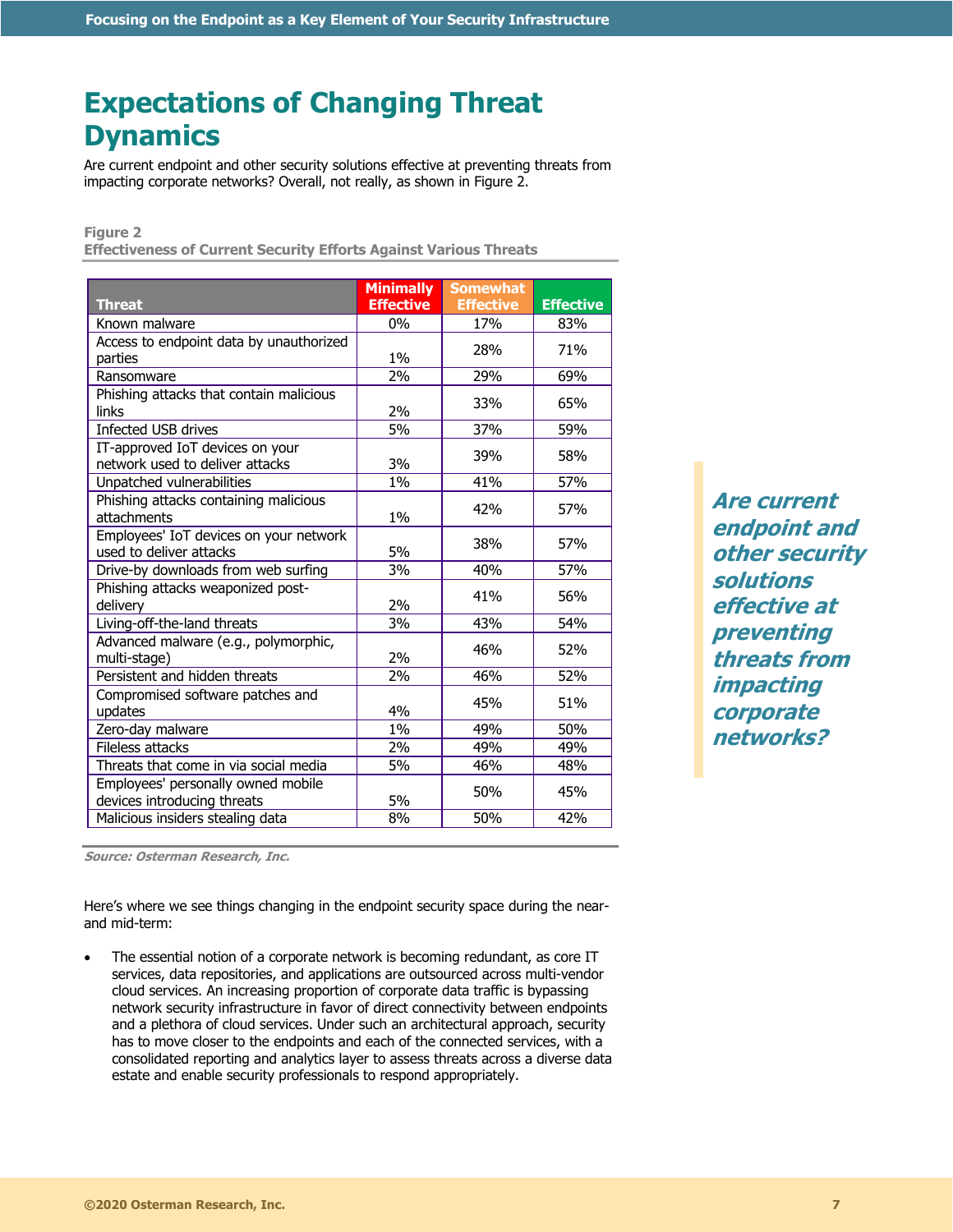# Expectations of Changing Threat Dynamics

Are current endpoint and other security solutions effective at preventing threats from impacting corporate networks? Overall, not really, as shown in Figure 2.

**Figure 2**
**Effectiveness of Current Security Efforts Against Various Threats**

| Threat | Minimally Effective | Somewhat Effective | Effective |
|---|---|---|---|
| Known malware | 0% | 17% | 83% |
| Access to endpoint data by unauthorized parties | 1% | 28% | 71% |
| Ransomware | 2% | 29% | 69% |
| Phishing attacks that contain malicious links | 2% | 33% | 65% |
| Infected USB drives | 5% | 37% | 59% |
| IT-approved IoT devices on your network used to deliver attacks | 3% | 39% | 58% |
| Unpatched vulnerabilities | 1% | 41% | 57% |
| Phishing attacks containing malicious attachments | 1% | 42% | 57% |
| Employees' IoT devices on your network used to deliver attacks | 5% | 38% | 57% |
| Drive-by downloads from web surfing | 3% | 40% | 57% |
| Phishing attacks weaponized post-delivery | 2% | 41% | 56% |
| Living-off-the-land threats | 3% | 43% | 54% |
| Advanced malware (e.g., polymorphic, multi-stage) | 2% | 46% | 52% |
| Persistent and hidden threats | 2% | 46% | 52% |
| Compromised software patches and updates | 4% | 45% | 51% |
| Zero-day malware | 1% | 49% | 50% |
| Fileless attacks | 2% | 49% | 49% |
| Threats that come in via social media | 5% | 46% | 48% |
| Employees' personally owned mobile devices introducing threats | 5% | 50% | 45% |
| Malicious insiders stealing data | 8% | 50% | 42% |

*Source: Osterman Research, Inc.*

*Are current endpoint and other security solutions effective at preventing threats from impacting corporate networks?*

Here's where we see things changing in the endpoint security space during the near- and mid-term:

- The essential notion of a corporate network is becoming redundant, as core IT services, data repositories, and applications are outsourced across multi-vendor cloud services. An increasing proportion of corporate data traffic is bypassing network security infrastructure in favor of direct connectivity between endpoints and a plethora of cloud services. Under such an architectural approach, security has to move closer to the endpoints and each of the connected services, with a consolidated reporting and analytics layer to assess threats across a diverse data estate and enable security professionals to respond appropriately.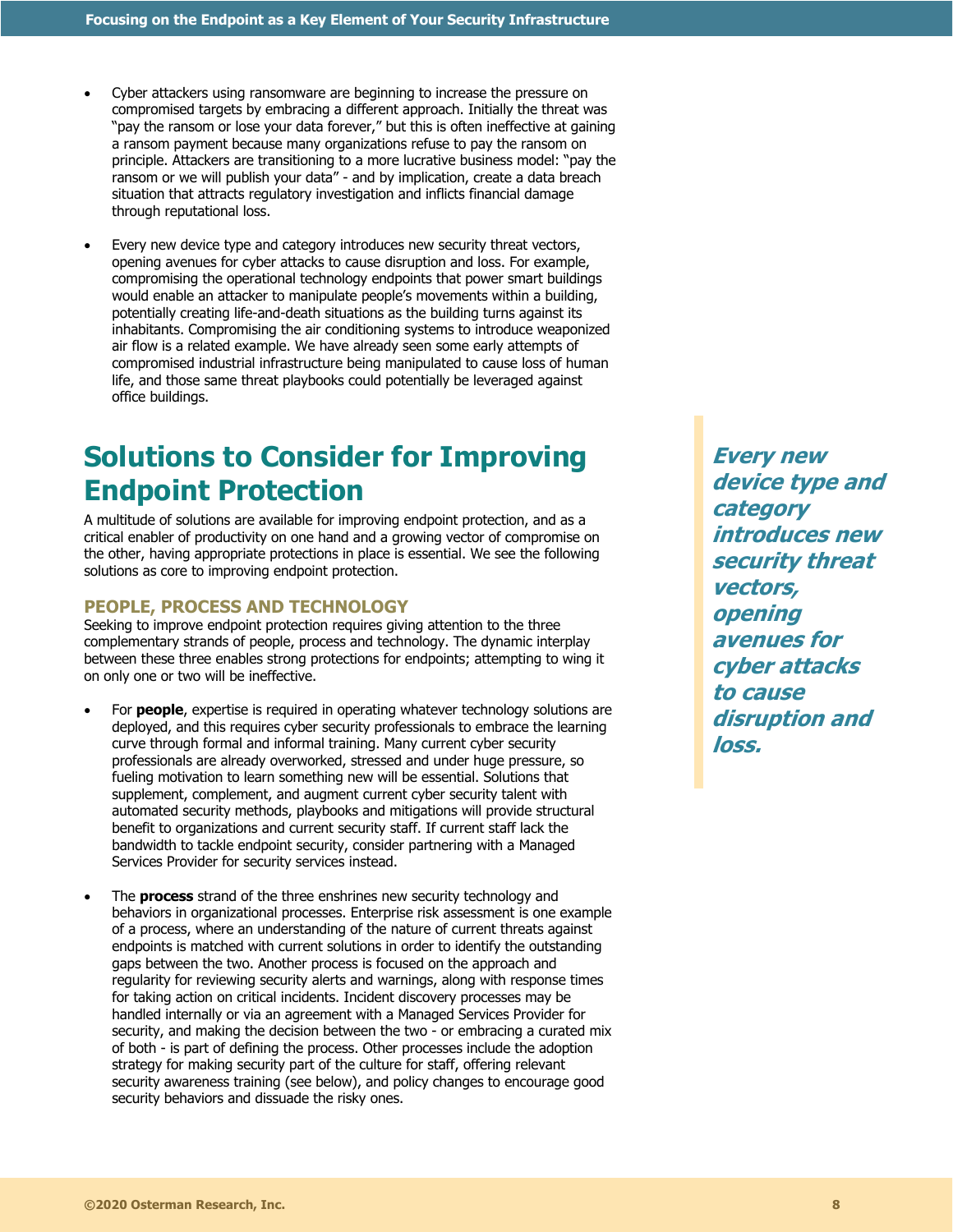- Cyber attackers using ransomware are beginning to increase the pressure on compromised targets by embracing a different approach. Initially the threat was "pay the ransom or lose your data forever," but this is often ineffective at gaining a ransom payment because many organizations refuse to pay the ransom on principle. Attackers are transitioning to a more lucrative business model: "pay the ransom or we will publish your data" - and by implication, create a data breach situation that attracts regulatory investigation and inflicts financial damage through reputational loss.

- Every new device type and category introduces new security threat vectors, opening avenues for cyber attacks to cause disruption and loss. For example, compromising the operational technology endpoints that power smart buildings would enable an attacker to manipulate people's movements within a building, potentially creating life-and-death situations as the building turns against its inhabitants. Compromising the air conditioning systems to introduce weaponized air flow is a related example. We have already seen some early attempts of compromised industrial infrastructure being manipulated to cause loss of human life, and those same threat playbooks could potentially be leveraged against office buildings.

# Solutions to Consider for Improving Endpoint Protection

A multitude of solutions are available for improving endpoint protection, and as a critical enabler of productivity on one hand and a growing vector of compromise on the other, having appropriate protections in place is essential. We see the following solutions as core to improving endpoint protection.

***Every new device type and category introduces new security threat vectors, opening avenues for cyber attacks to cause disruption and loss.***

## PEOPLE, PROCESS AND TECHNOLOGY

Seeking to improve endpoint protection requires giving attention to the three complementary strands of people, process and technology. The dynamic interplay between these three enables strong protections for endpoints; attempting to wing it on only one or two will be ineffective.

- For **people**, expertise is required in operating whatever technology solutions are deployed, and this requires cyber security professionals to embrace the learning curve through formal and informal training. Many current cyber security professionals are already overworked, stressed and under huge pressure, so fueling motivation to learn something new will be essential. Solutions that supplement, complement, and augment current cyber security talent with automated security methods, playbooks and mitigations will provide structural benefit to organizations and current security staff. If current staff lack the bandwidth to tackle endpoint security, consider partnering with a Managed Services Provider for security services instead.

- The **process** strand of the three enshrines new security technology and behaviors in organizational processes. Enterprise risk assessment is one example of a process, where an understanding of the nature of current threats against endpoints is matched with current solutions in order to identify the outstanding gaps between the two. Another process is focused on the approach and regularity for reviewing security alerts and warnings, along with response times for taking action on critical incidents. Incident discovery processes may be handled internally or via an agreement with a Managed Services Provider for security, and making the decision between the two - or embracing a curated mix of both - is part of defining the process. Other processes include the adoption strategy for making security part of the culture for staff, offering relevant security awareness training (see below), and policy changes to encourage good security behaviors and dissuade the risky ones.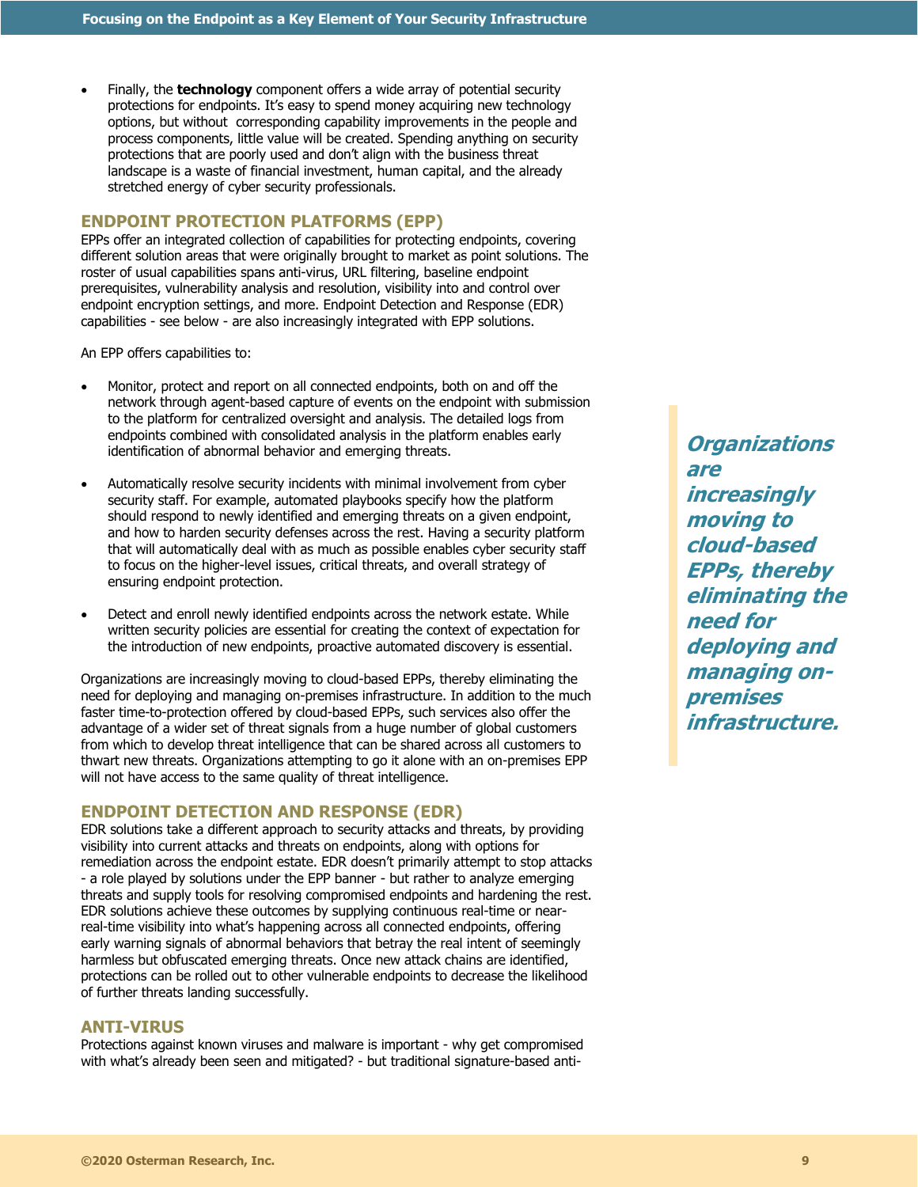- Finally, the **technology** component offers a wide array of potential security protections for endpoints. It's easy to spend money acquiring new technology options, but without corresponding capability improvements in the people and process components, little value will be created. Spending anything on security protections that are poorly used and don't align with the business threat landscape is a waste of financial investment, human capital, and the already stretched energy of cyber security professionals.

## ENDPOINT PROTECTION PLATFORMS (EPP)

EPPs offer an integrated collection of capabilities for protecting endpoints, covering different solution areas that were originally brought to market as point solutions. The roster of usual capabilities spans anti-virus, URL filtering, baseline endpoint prerequisites, vulnerability analysis and resolution, visibility into and control over endpoint encryption settings, and more. Endpoint Detection and Response (EDR) capabilities - see below - are also increasingly integrated with EPP solutions.

An EPP offers capabilities to:

- Monitor, protect and report on all connected endpoints, both on and off the network through agent-based capture of events on the endpoint with submission to the platform for centralized oversight and analysis. The detailed logs from endpoints combined with consolidated analysis in the platform enables early identification of abnormal behavior and emerging threats.

- Automatically resolve security incidents with minimal involvement from cyber security staff. For example, automated playbooks specify how the platform should respond to newly identified and emerging threats on a given endpoint, and how to harden security defenses across the rest. Having a security platform that will automatically deal with as much as possible enables cyber security staff to focus on the higher-level issues, critical threats, and overall strategy of ensuring endpoint protection.

- Detect and enroll newly identified endpoints across the network estate. While written security policies are essential for creating the context of expectation for the introduction of new endpoints, proactive automated discovery is essential.

Organizations are increasingly moving to cloud-based EPPs, thereby eliminating the need for deploying and managing on-premises infrastructure. In addition to the much faster time-to-protection offered by cloud-based EPPs, such services also offer the advantage of a wider set of threat signals from a huge number of global customers from which to develop threat intelligence that can be shared across all customers to thwart new threats. Organizations attempting to go it alone with an on-premises EPP will not have access to the same quality of threat intelligence.

***Organizations are increasingly moving to cloud-based EPPs, thereby eliminating the need for deploying and managing on-premises infrastructure.***

## ENDPOINT DETECTION AND RESPONSE (EDR)

EDR solutions take a different approach to security attacks and threats, by providing visibility into current attacks and threats on endpoints, along with options for remediation across the endpoint estate. EDR doesn't primarily attempt to stop attacks - a role played by solutions under the EPP banner - but rather to analyze emerging threats and supply tools for resolving compromised endpoints and hardening the rest. EDR solutions achieve these outcomes by supplying continuous real-time or near-real-time visibility into what's happening across all connected endpoints, offering early warning signals of abnormal behaviors that betray the real intent of seemingly harmless but obfuscated emerging threats. Once new attack chains are identified, protections can be rolled out to other vulnerable endpoints to decrease the likelihood of further threats landing successfully.

## ANTI-VIRUS

Protections against known viruses and malware is important - why get compromised with what's already been seen and mitigated? - but traditional signature-based anti-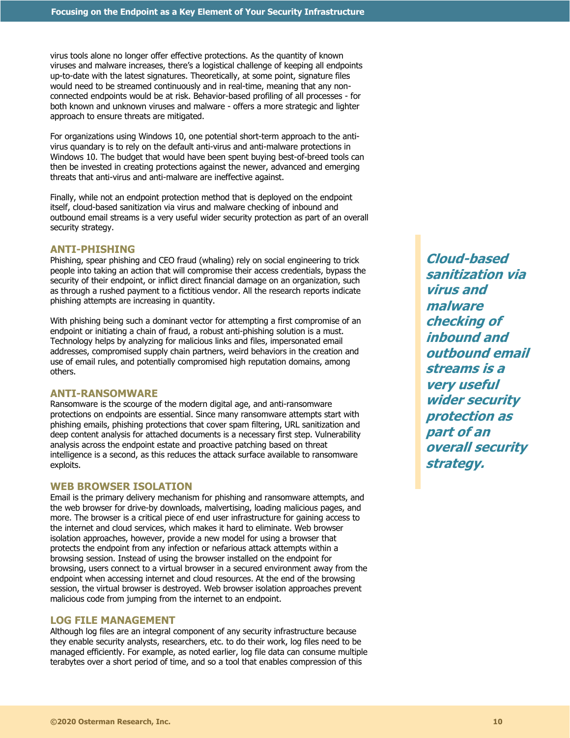virus tools alone no longer offer effective protections. As the quantity of known viruses and malware increases, there's a logistical challenge of keeping all endpoints up-to-date with the latest signatures. Theoretically, at some point, signature files would need to be streamed continuously and in real-time, meaning that any non-connected endpoints would be at risk. Behavior-based profiling of all processes - for both known and unknown viruses and malware - offers a more strategic and lighter approach to ensure threats are mitigated.

For organizations using Windows 10, one potential short-term approach to the anti-virus quandary is to rely on the default anti-virus and anti-malware protections in Windows 10. The budget that would have been spent buying best-of-breed tools can then be invested in creating protections against the newer, advanced and emerging threats that anti-virus and anti-malware are ineffective against.

Finally, while not an endpoint protection method that is deployed on the endpoint itself, cloud-based sanitization via virus and malware checking of inbound and outbound email streams is a very useful wider security protection as part of an overall security strategy.

***Cloud-based sanitization via virus and malware checking of inbound and outbound email streams is a very useful wider security protection as part of an overall security strategy.***

## ANTI-PHISHING

Phishing, spear phishing and CEO fraud (whaling) rely on social engineering to trick people into taking an action that will compromise their access credentials, bypass the security of their endpoint, or inflict direct financial damage on an organization, such as through a rushed payment to a fictitious vendor. All the research reports indicate phishing attempts are increasing in quantity.

With phishing being such a dominant vector for attempting a first compromise of an endpoint or initiating a chain of fraud, a robust anti-phishing solution is a must. Technology helps by analyzing for malicious links and files, impersonated email addresses, compromised supply chain partners, weird behaviors in the creation and use of email rules, and potentially compromised high reputation domains, among others.

## ANTI-RANSOMWARE

Ransomware is the scourge of the modern digital age, and anti-ransomware protections on endpoints are essential. Since many ransomware attempts start with phishing emails, phishing protections that cover spam filtering, URL sanitization and deep content analysis for attached documents is a necessary first step. Vulnerability analysis across the endpoint estate and proactive patching based on threat intelligence is a second, as this reduces the attack surface available to ransomware exploits.

## WEB BROWSER ISOLATION

Email is the primary delivery mechanism for phishing and ransomware attempts, and the web browser for drive-by downloads, malvertising, loading malicious pages, and more. The browser is a critical piece of end user infrastructure for gaining access to the internet and cloud services, which makes it hard to eliminate. Web browser isolation approaches, however, provide a new model for using a browser that protects the endpoint from any infection or nefarious attack attempts within a browsing session. Instead of using the browser installed on the endpoint for browsing, users connect to a virtual browser in a secured environment away from the endpoint when accessing internet and cloud resources. At the end of the browsing session, the virtual browser is destroyed. Web browser isolation approaches prevent malicious code from jumping from the internet to an endpoint.

## LOG FILE MANAGEMENT

Although log files are an integral component of any security infrastructure because they enable security analysts, researchers, etc. to do their work, log files need to be managed efficiently. For example, as noted earlier, log file data can consume multiple terabytes over a short period of time, and so a tool that enables compression of this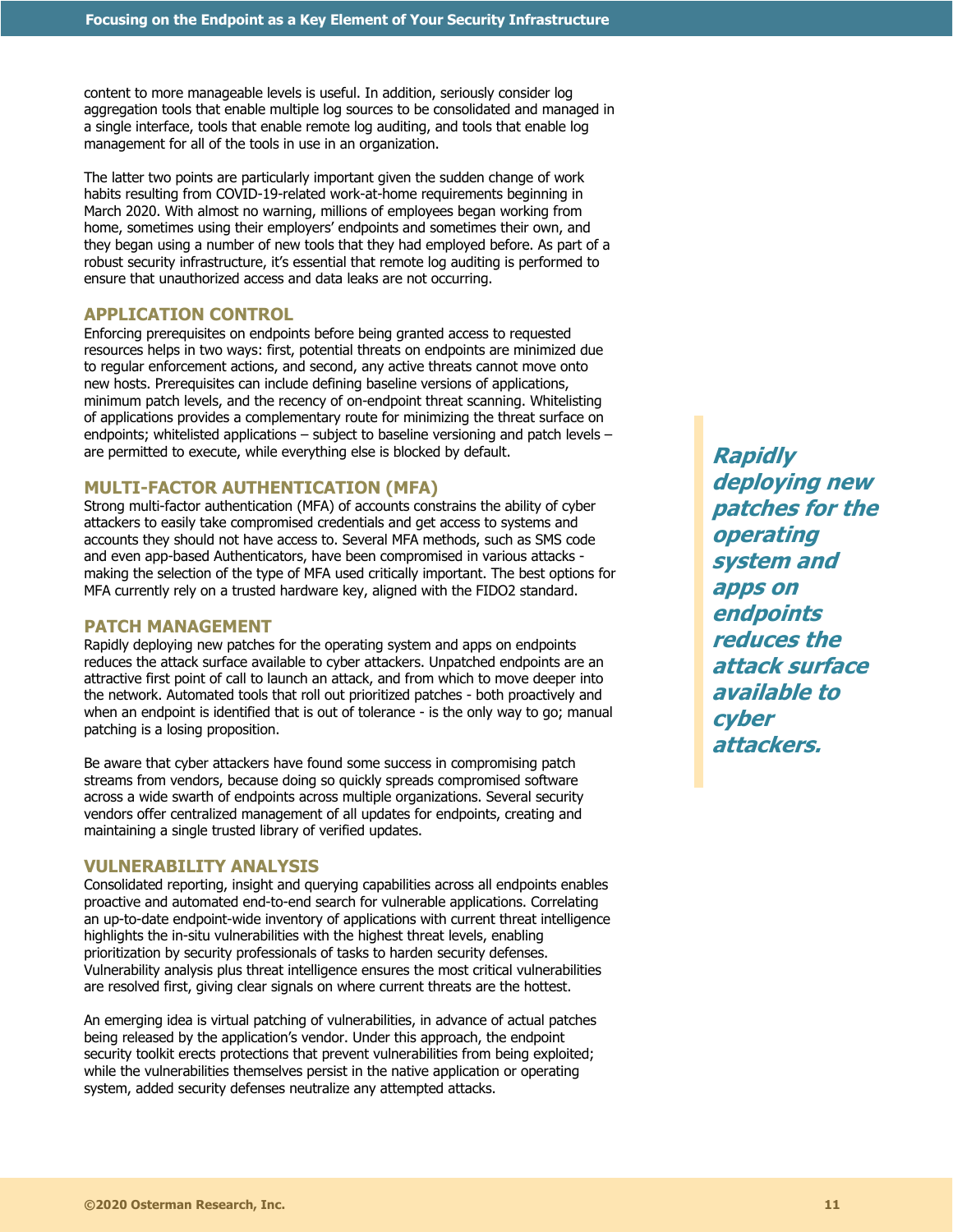content to more manageable levels is useful. In addition, seriously consider log aggregation tools that enable multiple log sources to be consolidated and managed in a single interface, tools that enable remote log auditing, and tools that enable log management for all of the tools in use in an organization.

The latter two points are particularly important given the sudden change of work habits resulting from COVID-19-related work-at-home requirements beginning in March 2020. With almost no warning, millions of employees began working from home, sometimes using their employers' endpoints and sometimes their own, and they began using a number of new tools that they had employed before. As part of a robust security infrastructure, it's essential that remote log auditing is performed to ensure that unauthorized access and data leaks are not occurring.

## APPLICATION CONTROL

Enforcing prerequisites on endpoints before being granted access to requested resources helps in two ways: first, potential threats on endpoints are minimized due to regular enforcement actions, and second, any active threats cannot move onto new hosts. Prerequisites can include defining baseline versions of applications, minimum patch levels, and the recency of on-endpoint threat scanning. Whitelisting of applications provides a complementary route for minimizing the threat surface on endpoints; whitelisted applications – subject to baseline versioning and patch levels – are permitted to execute, while everything else is blocked by default.

## MULTI-FACTOR AUTHENTICATION (MFA)

Strong multi-factor authentication (MFA) of accounts constrains the ability of cyber attackers to easily take compromised credentials and get access to systems and accounts they should not have access to. Several MFA methods, such as SMS code and even app-based Authenticators, have been compromised in various attacks - making the selection of the type of MFA used critically important. The best options for MFA currently rely on a trusted hardware key, aligned with the FIDO2 standard.

## PATCH MANAGEMENT

Rapidly deploying new patches for the operating system and apps on endpoints reduces the attack surface available to cyber attackers. Unpatched endpoints are an attractive first point of call to launch an attack, and from which to move deeper into the network. Automated tools that roll out prioritized patches - both proactively and when an endpoint is identified that is out of tolerance - is the only way to go; manual patching is a losing proposition.

> ***Rapidly deploying new patches for the operating system and apps on endpoints reduces the attack surface available to cyber attackers.***

Be aware that cyber attackers have found some success in compromising patch streams from vendors, because doing so quickly spreads compromised software across a wide swarth of endpoints across multiple organizations. Several security vendors offer centralized management of all updates for endpoints, creating and maintaining a single trusted library of verified updates.

## VULNERABILITY ANALYSIS

Consolidated reporting, insight and querying capabilities across all endpoints enables proactive and automated end-to-end search for vulnerable applications. Correlating an up-to-date endpoint-wide inventory of applications with current threat intelligence highlights the in-situ vulnerabilities with the highest threat levels, enabling prioritization by security professionals of tasks to harden security defenses. Vulnerability analysis plus threat intelligence ensures the most critical vulnerabilities are resolved first, giving clear signals on where current threats are the hottest.

An emerging idea is virtual patching of vulnerabilities, in advance of actual patches being released by the application's vendor. Under this approach, the endpoint security toolkit erects protections that prevent vulnerabilities from being exploited; while the vulnerabilities themselves persist in the native application or operating system, added security defenses neutralize any attempted attacks.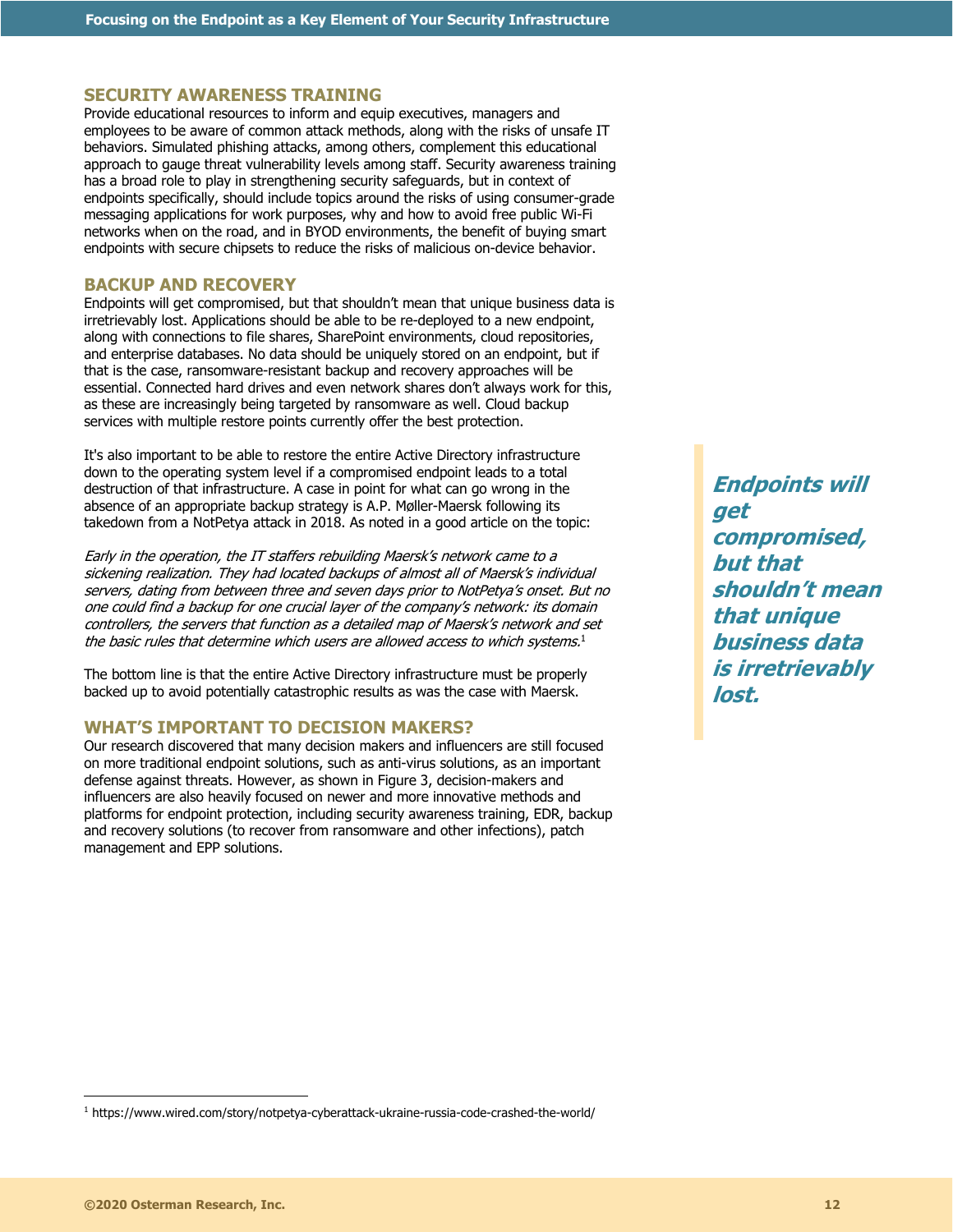## SECURITY AWARENESS TRAINING

Provide educational resources to inform and equip executives, managers and employees to be aware of common attack methods, along with the risks of unsafe IT behaviors. Simulated phishing attacks, among others, complement this educational approach to gauge threat vulnerability levels among staff. Security awareness training has a broad role to play in strengthening security safeguards, but in context of endpoints specifically, should include topics around the risks of using consumer-grade messaging applications for work purposes, why and how to avoid free public Wi-Fi networks when on the road, and in BYOD environments, the benefit of buying smart endpoints with secure chipsets to reduce the risks of malicious on-device behavior.

## BACKUP AND RECOVERY

Endpoints will get compromised, but that shouldn't mean that unique business data is irretrievably lost. Applications should be able to be re-deployed to a new endpoint, along with connections to file shares, SharePoint environments, cloud repositories, and enterprise databases. No data should be uniquely stored on an endpoint, but if that is the case, ransomware-resistant backup and recovery approaches will be essential. Connected hard drives and even network shares don't always work for this, as these are increasingly being targeted by ransomware as well. Cloud backup services with multiple restore points currently offer the best protection.

It's also important to be able to restore the entire Active Directory infrastructure down to the operating system level if a compromised endpoint leads to a total destruction of that infrastructure. A case in point for what can go wrong in the absence of an appropriate backup strategy is A.P. Møller-Maersk following its takedown from a NotPetya attack in 2018. As noted in a good article on the topic:

*Early in the operation, the IT staffers rebuilding Maersk's network came to a sickening realization. They had located backups of almost all of Maersk's individual servers, dating from between three and seven days prior to NotPetya's onset. But no one could find a backup for one crucial layer of the company's network: its domain controllers, the servers that function as a detailed map of Maersk's network and set the basic rules that determine which users are allowed access to which systems.*[1]

The bottom line is that the entire Active Directory infrastructure must be properly backed up to avoid potentially catastrophic results as was the case with Maersk.

***Endpoints will get compromised, but that shouldn't mean that unique business data is irretrievably lost.***

## WHAT'S IMPORTANT TO DECISION MAKERS?

Our research discovered that many decision makers and influencers are still focused on more traditional endpoint solutions, such as anti-virus solutions, as an important defense against threats. However, as shown in Figure 3, decision-makers and influencers are also heavily focused on newer and more innovative methods and platforms for endpoint protection, including security awareness training, EDR, backup and recovery solutions (to recover from ransomware and other infections), patch management and EPP solutions.

---

[1] https://www.wired.com/story/notpetya-cyberattack-ukraine-russia-code-crashed-the-world/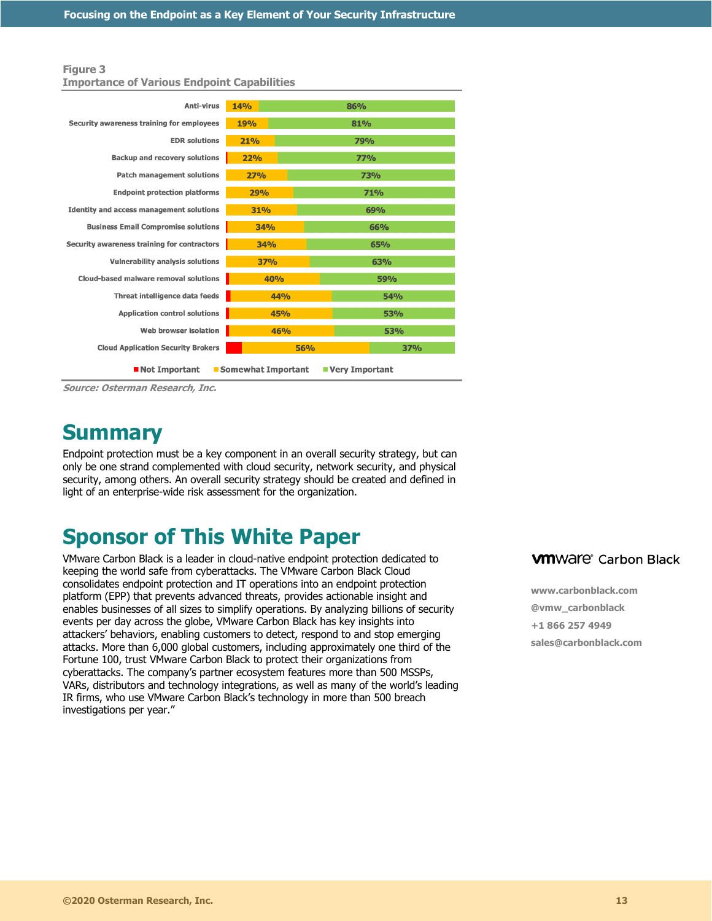**Figure 3**
**Importance of Various Endpoint Capabilities**

| Capability | Not Important | Somewhat Important | Very Important |
|---|---|---|---|
| Anti-virus | | 14% | 86% |
| Security awareness training for employees | | 19% | 81% |
| EDR solutions | | 21% | 79% |
| Backup and recovery solutions | | 22% | 77% |
| Patch management solutions | | 27% | 73% |
| Endpoint protection platforms | | 29% | 71% |
| Identity and access management solutions | | 31% | 69% |
| Business Email Compromise solutions | | 34% | 66% |
| Security awareness training for contractors | | 34% | 65% |
| Vulnerability analysis solutions | | 37% | 63% |
| Cloud-based malware removal solutions | | 40% | 59% |
| Threat intelligence data feeds | | 44% | 54% |
| Application control solutions | | 45% | 53% |
| Web browser isolation | | 46% | 53% |
| Cloud Application Security Brokers | | 56% | 37% |

*Source: Osterman Research, Inc.*

# Summary

Endpoint protection must be a key component in an overall security strategy, but can only be one strand complemented with cloud security, network security, and physical security, among others. An overall security strategy should be created and defined in light of an enterprise-wide risk assessment for the organization.

# Sponsor of This White Paper

VMware Carbon Black is a leader in cloud-native endpoint protection dedicated to keeping the world safe from cyberattacks. The VMware Carbon Black Cloud consolidates endpoint protection and IT operations into an endpoint protection platform (EPP) that prevents advanced threats, provides actionable insight and enables businesses of all sizes to simplify operations. By analyzing billions of security events per day across the globe, VMware Carbon Black has key insights into attackers' behaviors, enabling customers to detect, respond to and stop emerging attacks. More than 6,000 global customers, including approximately one third of the Fortune 100, trust VMware Carbon Black to protect their organizations from cyberattacks. The company's partner ecosystem features more than 500 MSSPs, VARs, distributors and technology integrations, as well as many of the world's leading IR firms, who use VMware Carbon Black's technology in more than 500 breach investigations per year."

**vmware Carbon Black**

**www.carbonblack.com**
**@vmw_carbonblack**
**+1 866 257 4949**
**sales@carbonblack.com**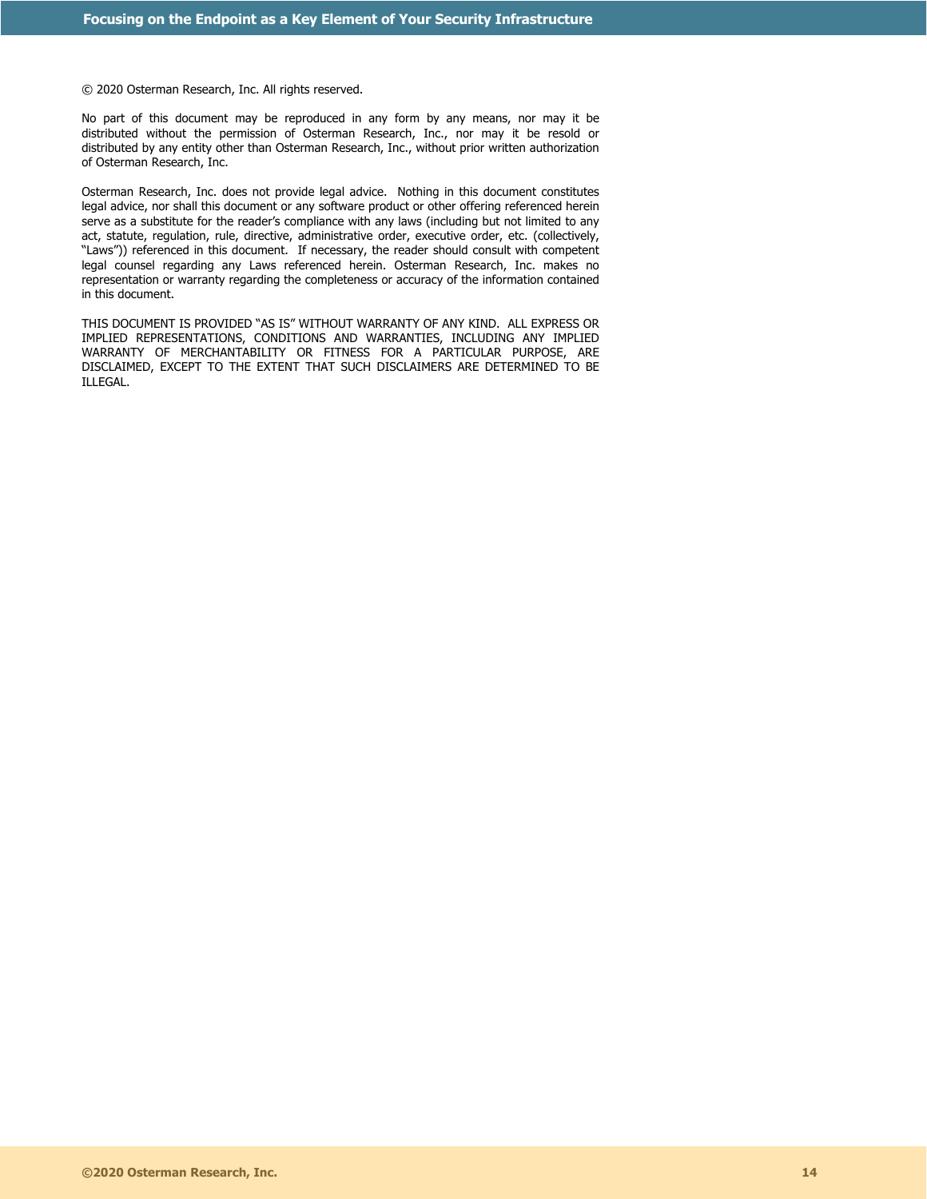© 2020 Osterman Research, Inc. All rights reserved.

No part of this document may be reproduced in any form by any means, nor may it be distributed without the permission of Osterman Research, Inc., nor may it be resold or distributed by any entity other than Osterman Research, Inc., without prior written authorization of Osterman Research, Inc.

Osterman Research, Inc. does not provide legal advice. Nothing in this document constitutes legal advice, nor shall this document or any software product or other offering referenced herein serve as a substitute for the reader's compliance with any laws (including but not limited to any act, statute, regulation, rule, directive, administrative order, executive order, etc. (collectively, "Laws")) referenced in this document. If necessary, the reader should consult with competent legal counsel regarding any Laws referenced herein. Osterman Research, Inc. makes no representation or warranty regarding the completeness or accuracy of the information contained in this document.

THIS DOCUMENT IS PROVIDED "AS IS" WITHOUT WARRANTY OF ANY KIND. ALL EXPRESS OR IMPLIED REPRESENTATIONS, CONDITIONS AND WARRANTIES, INCLUDING ANY IMPLIED WARRANTY OF MERCHANTABILITY OR FITNESS FOR A PARTICULAR PURPOSE, ARE DISCLAIMED, EXCEPT TO THE EXTENT THAT SUCH DISCLAIMERS ARE DETERMINED TO BE ILLEGAL.